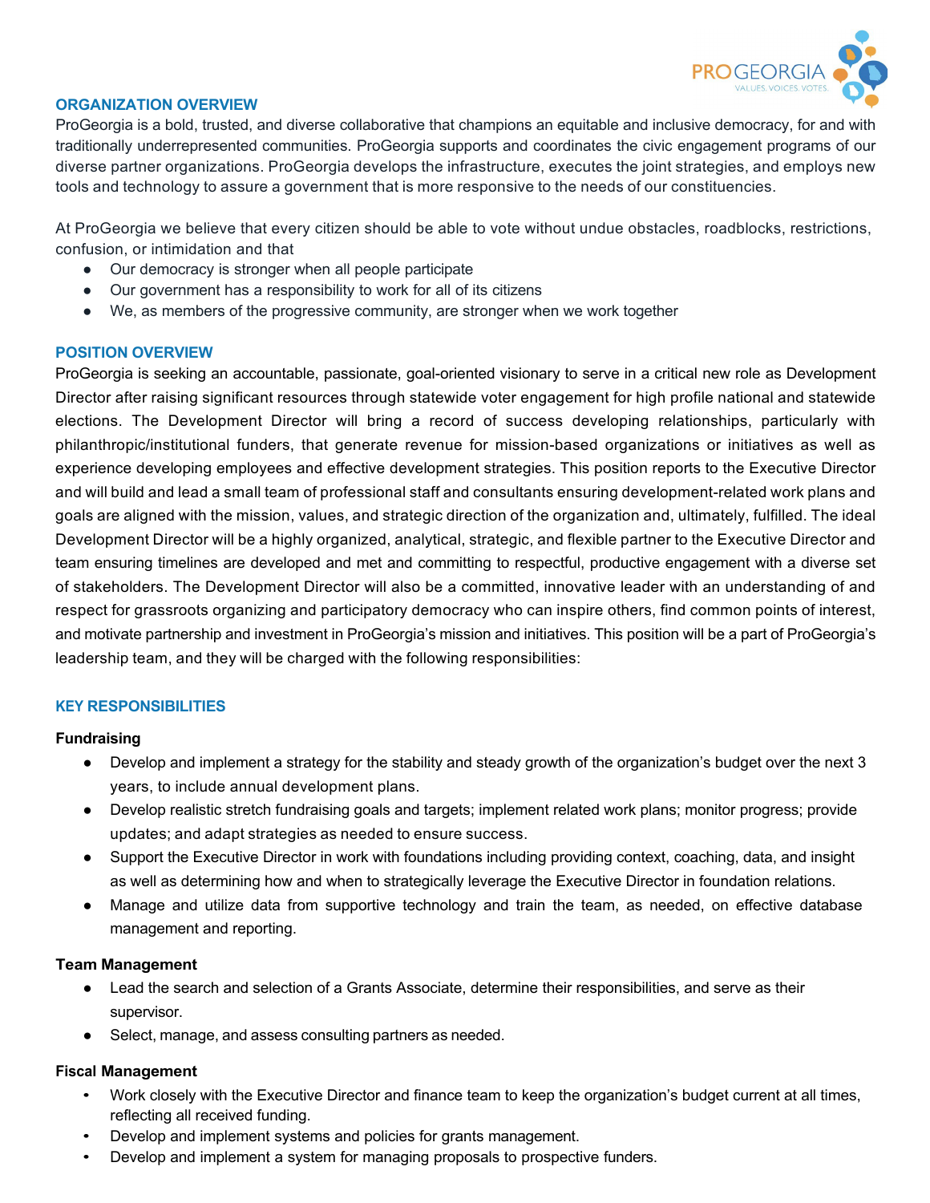## ORGANIZATION OVERVIEW

ProGeorgia is a bold, trusted, and diverse collaborative that champions an equitable and inclusive democracy, for and with traditionally underrepresented communities. ProGeorgia supports and coordinates the civic engagement programs of our diverse partner organizations. ProGeorgia develops the infrastructure, executes the joint strategies, and employs new tools and technology to assure a government that is more responsive to the needs of our constituencies.

At ProGeorgia we believe that every citizen should be able to vote without undue obstacles, roadblocks, restrictions, confusion, or intimidation and that

- Our democracy is stronger when all people participate
- Our government has a responsibility to work for all of its citizens
- We, as members of the progressive community, are stronger when we work together

## POSITION OVERVIEW

ProGeorgia is seeking an accountable, passionate, goal-oriented visionary to serve in a critical new role as Development Director after raising significant resources through statewide voter engagement for high profile national and statewide elections. The Development Director will bring a record of success developing relationships, particularly with philanthropic/institutional funders, that generate revenue for mission-based organizations or initiatives as well as experience developing employees and effective development strategies. This position reports to the Executive Director and will build and lead a small team of professional staff and consultants ensuring development-related work plans and goals are aligned with the mission, values, and strategic direction of the organization and, ultimately, fulfilled. The ideal Development Director will be a highly organized, analytical, strategic, and flexible partner to the Executive Director and team ensuring timelines are developed and met and committing to respectful, productive engagement with a diverse set of stakeholders. The Development Director will also be a committed, innovative leader with an understanding of and respect for grassroots organizing and participatory democracy who can inspire others, find common points of interest, and motivate partnership and investment in ProGeorgia's mission and initiatives. This position will be a part of ProGeorgia's leadership team, and they will be charged with the following responsibilities:

## KEY RESPONSIBILITIES

**Fundraising**

- Develop and implement a strategy for the stability and steady growth of the organization's budget over the next 3 years, to include annual development plans.
- Develop realistic stretch fundraising goals and targets; implement related work plans; monitor progress; provide updates; and adapt strategies as needed to ensure success.
- Support the Executive Director in work with foundations including providing context, coaching, data, and insight as well as determining how and when to strategically leverage the Executive Director in foundation relations.
- Manage and utilize data from supportive technology and train the team, as needed, on effective database management and reporting.

**Team Management**

- Lead the search and selection of a Grants Associate, determine their responsibilities, and serve as their supervisor.
- Select, manage, and assess consulting partners as needed.

**Fiscal Management**

- Work closely with the Executive Director and finance team to keep the organization's budget current at all times, reflecting all received funding.
- Develop and implement systems and policies for grants management.
- Develop and implement a system for managing proposals to prospective funders.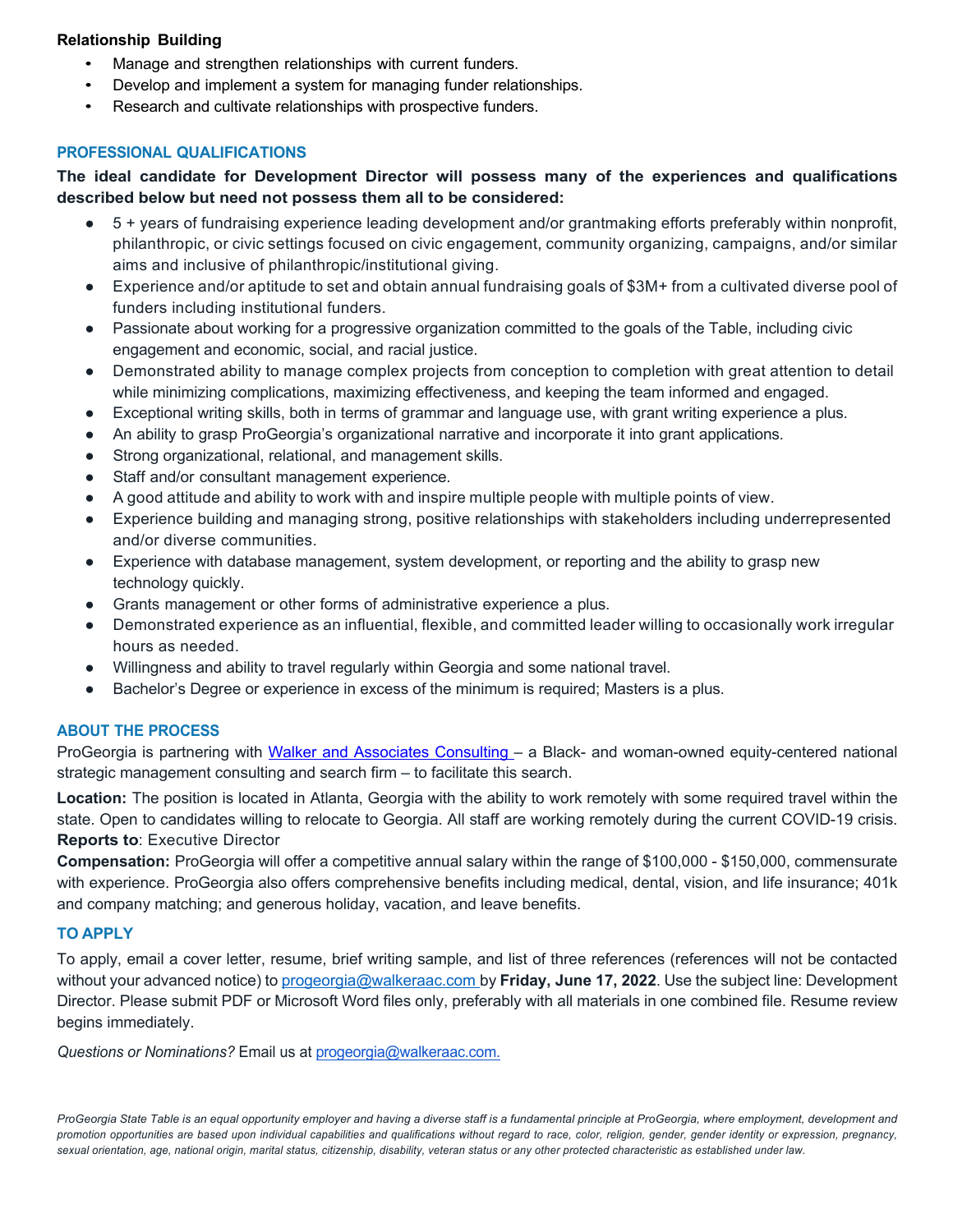**Relationship Building**

- Manage and strengthen relationships with current funders.
- Develop and implement a system for managing funder relationships.
- Research and cultivate relationships with prospective funders.

### PROFESSIONAL QUALIFICATIONS

**The ideal candidate for Development Director will possess many of the experiences and qualifications described below but need not possess them all to be considered:**

- 5 + years of fundraising experience leading development and/or grantmaking efforts preferably within nonprofit, philanthropic, or civic settings focused on civic engagement, community organizing, campaigns, and/or similar aims and inclusive of philanthropic/institutional giving.
- Experience and/or aptitude to set and obtain annual fundraising goals of $3M+ from a cultivated diverse pool of funders including institutional funders.
- Passionate about working for a progressive organization committed to the goals of the Table, including civic engagement and economic, social, and racial justice.
- Demonstrated ability to manage complex projects from conception to completion with great attention to detail while minimizing complications, maximizing effectiveness, and keeping the team informed and engaged.
- Exceptional writing skills, both in terms of grammar and language use, with grant writing experience a plus.
- An ability to grasp ProGeorgia's organizational narrative and incorporate it into grant applications.
- Strong organizational, relational, and management skills.
- Staff and/or consultant management experience.
- A good attitude and ability to work with and inspire multiple people with multiple points of view.
- Experience building and managing strong, positive relationships with stakeholders including underrepresented and/or diverse communities.
- Experience with database management, system development, or reporting and the ability to grasp new technology quickly.
- Grants management or other forms of administrative experience a plus.
- Demonstrated experience as an influential, flexible, and committed leader willing to occasionally work irregular hours as needed.
- Willingness and ability to travel regularly within Georgia and some national travel.
- Bachelor's Degree or experience in excess of the minimum is required; Masters is a plus.

### ABOUT THE PROCESS

ProGeorgia is partnering with Walker and Associates Consulting – a Black- and woman-owned equity-centered national strategic management consulting and search firm – to facilitate this search.

**Location:** The position is located in Atlanta, Georgia with the ability to work remotely with some required travel within the state. Open to candidates willing to relocate to Georgia. All staff are working remotely during the current COVID-19 crisis.
**Reports to**: Executive Director

**Compensation:** ProGeorgia will offer a competitive annual salary within the range of $100,000 - $150,000, commensurate with experience. ProGeorgia also offers comprehensive benefits including medical, dental, vision, and life insurance; 401k and company matching; and generous holiday, vacation, and leave benefits.

### TO APPLY

To apply, email a cover letter, resume, brief writing sample, and list of three references (references will not be contacted without your advanced notice) to progeorgia@walkeraac.com by **Friday, June 17, 2022**. Use the subject line: Development Director. Please submit PDF or Microsoft Word files only, preferably with all materials in one combined file. Resume review begins immediately.

*Questions or Nominations?* Email us at progeorgia@walkeraac.com.

*ProGeorgia State Table is an equal opportunity employer and having a diverse staff is a fundamental principle at ProGeorgia, where employment, development and promotion opportunities are based upon individual capabilities and qualifications without regard to race, color, religion, gender, gender identity or expression, pregnancy, sexual orientation, age, national origin, marital status, citizenship, disability, veteran status or any other protected characteristic as established under law.*